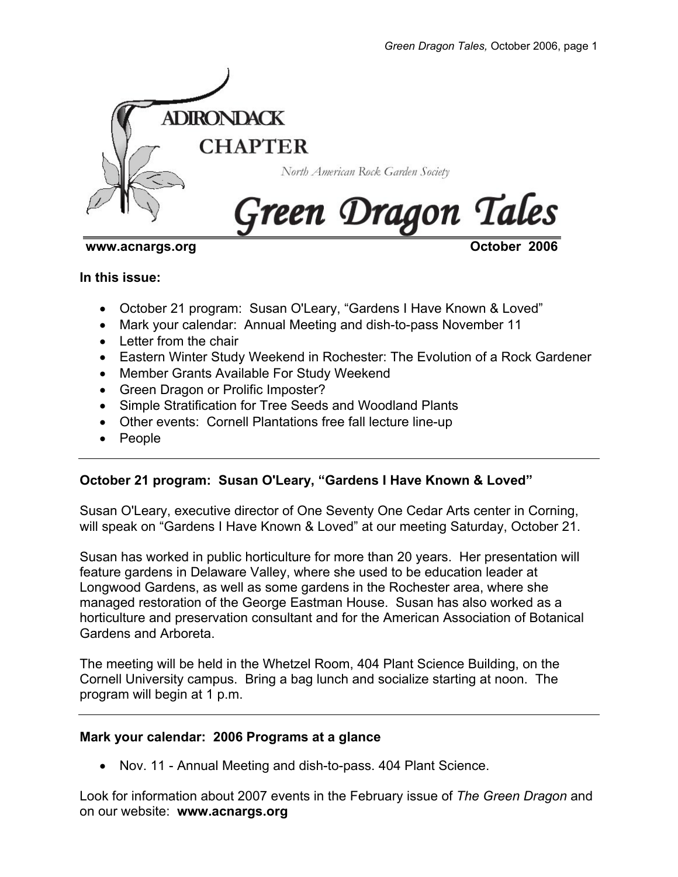# ADIRONDACK CHAPTER

North American Rock Garden Society

# Green Dragon Tales

**www.acnargs.org** **October 2006**

**In this issue:**

- October 21 program: Susan O'Leary, "Gardens I Have Known & Loved"
- Mark your calendar: Annual Meeting and dish-to-pass November 11
- Letter from the chair
- Eastern Winter Study Weekend in Rochester: The Evolution of a Rock Gardener
- Member Grants Available For Study Weekend
- Green Dragon or Prolific Imposter?
- Simple Stratification for Tree Seeds and Woodland Plants
- Other events: Cornell Plantations free fall lecture line-up
- People

---

### October 21 program: Susan O'Leary, "Gardens I Have Known & Loved"

Susan O'Leary, executive director of One Seventy One Cedar Arts center in Corning, will speak on "Gardens I Have Known & Loved" at our meeting Saturday, October 21.

Susan has worked in public horticulture for more than 20 years. Her presentation will feature gardens in Delaware Valley, where she used to be education leader at Longwood Gardens, as well as some gardens in the Rochester area, where she managed restoration of the George Eastman House. Susan has also worked as a horticulture and preservation consultant and for the American Association of Botanical Gardens and Arboreta.

The meeting will be held in the Whetzel Room, 404 Plant Science Building, on the Cornell University campus. Bring a bag lunch and socialize starting at noon. The program will begin at 1 p.m.

---

### Mark your calendar: 2006 Programs at a glance

- Nov. 11 - Annual Meeting and dish-to-pass. 404 Plant Science.

Look for information about 2007 events in the February issue of *The Green Dragon* and on our website: **www.acnargs.org**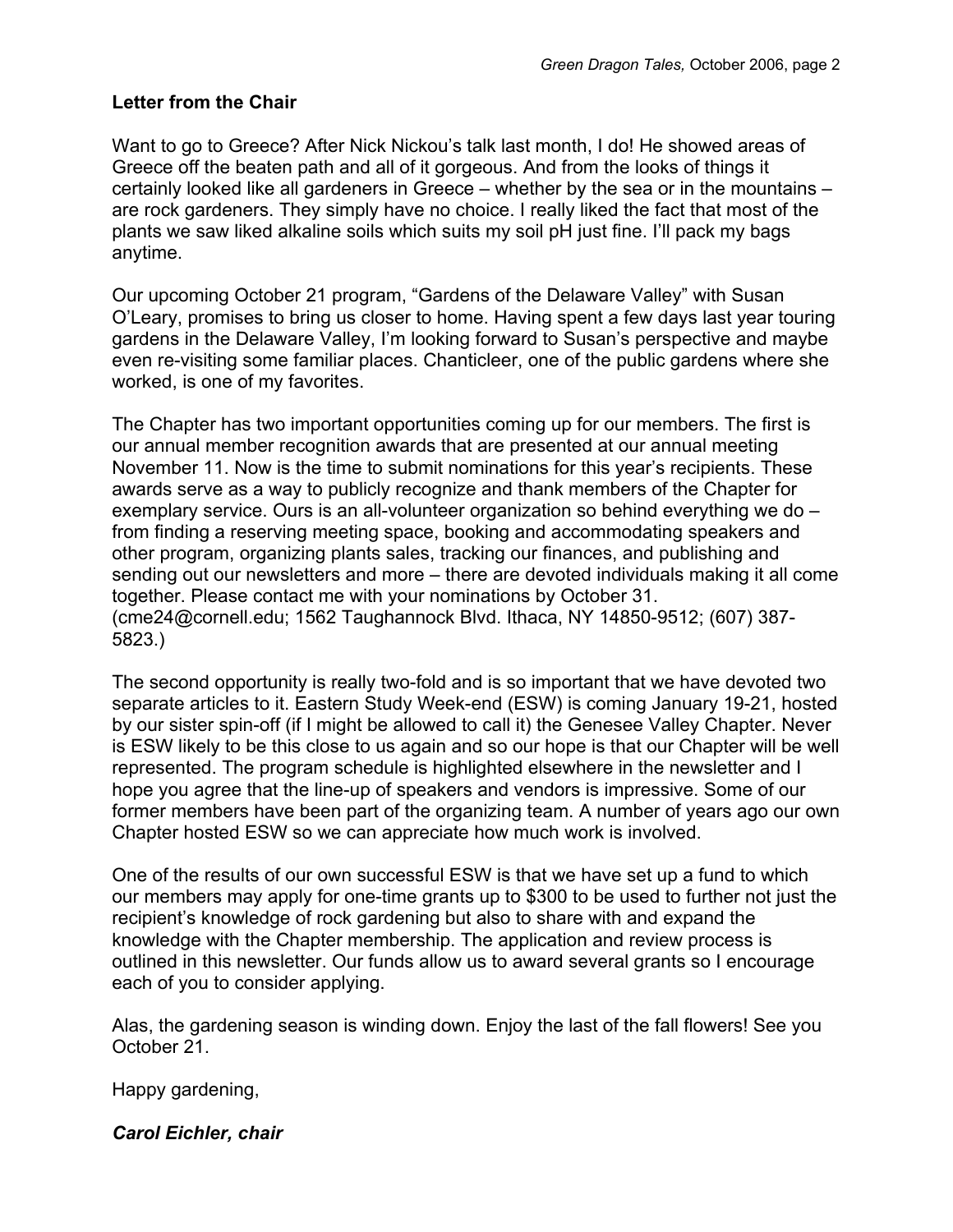## Letter from the Chair

Want to go to Greece? After Nick Nickou's talk last month, I do! He showed areas of Greece off the beaten path and all of it gorgeous. And from the looks of things it certainly looked like all gardeners in Greece – whether by the sea or in the mountains – are rock gardeners. They simply have no choice. I really liked the fact that most of the plants we saw liked alkaline soils which suits my soil pH just fine. I'll pack my bags anytime.

Our upcoming October 21 program, "Gardens of the Delaware Valley" with Susan O'Leary, promises to bring us closer to home. Having spent a few days last year touring gardens in the Delaware Valley, I'm looking forward to Susan's perspective and maybe even re-visiting some familiar places. Chanticleer, one of the public gardens where she worked, is one of my favorites.

The Chapter has two important opportunities coming up for our members. The first is our annual member recognition awards that are presented at our annual meeting November 11. Now is the time to submit nominations for this year's recipients. These awards serve as a way to publicly recognize and thank members of the Chapter for exemplary service. Ours is an all-volunteer organization so behind everything we do – from finding a reserving meeting space, booking and accommodating speakers and other program, organizing plants sales, tracking our finances, and publishing and sending out our newsletters and more – there are devoted individuals making it all come together. Please contact me with your nominations by October 31. (cme24@cornell.edu; 1562 Taughannock Blvd. Ithaca, NY 14850-9512; (607) 387-5823.)

The second opportunity is really two-fold and is so important that we have devoted two separate articles to it. Eastern Study Week-end (ESW) is coming January 19-21, hosted by our sister spin-off (if I might be allowed to call it) the Genesee Valley Chapter. Never is ESW likely to be this close to us again and so our hope is that our Chapter will be well represented. The program schedule is highlighted elsewhere in the newsletter and I hope you agree that the line-up of speakers and vendors is impressive. Some of our former members have been part of the organizing team. A number of years ago our own Chapter hosted ESW so we can appreciate how much work is involved.

One of the results of our own successful ESW is that we have set up a fund to which our members may apply for one-time grants up to $300 to be used to further not just the recipient's knowledge of rock gardening but also to share with and expand the knowledge with the Chapter membership. The application and review process is outlined in this newsletter. Our funds allow us to award several grants so I encourage each of you to consider applying.

Alas, the gardening season is winding down. Enjoy the last of the fall flowers! See you October 21.

Happy gardening,

***Carol Eichler, chair***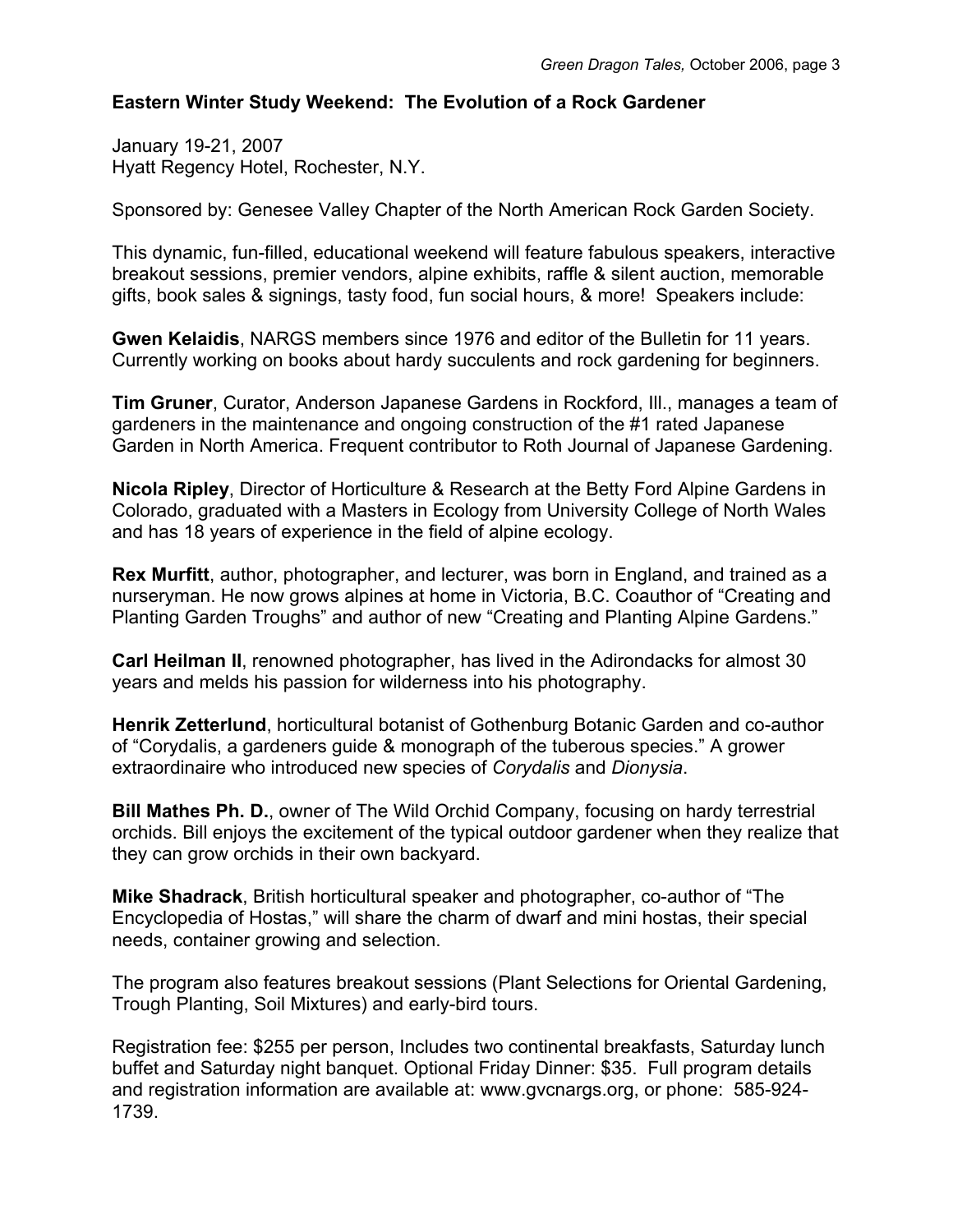## Eastern Winter Study Weekend: The Evolution of a Rock Gardener

January 19-21, 2007
Hyatt Regency Hotel, Rochester, N.Y.

Sponsored by: Genesee Valley Chapter of the North American Rock Garden Society.

This dynamic, fun-filled, educational weekend will feature fabulous speakers, interactive breakout sessions, premier vendors, alpine exhibits, raffle & silent auction, memorable gifts, book sales & signings, tasty food, fun social hours, & more! Speakers include:

**Gwen Kelaidis**, NARGS members since 1976 and editor of the Bulletin for 11 years. Currently working on books about hardy succulents and rock gardening for beginners.

**Tim Gruner**, Curator, Anderson Japanese Gardens in Rockford, Ill., manages a team of gardeners in the maintenance and ongoing construction of the #1 rated Japanese Garden in North America. Frequent contributor to Roth Journal of Japanese Gardening.

**Nicola Ripley**, Director of Horticulture & Research at the Betty Ford Alpine Gardens in Colorado, graduated with a Masters in Ecology from University College of North Wales and has 18 years of experience in the field of alpine ecology.

**Rex Murfitt**, author, photographer, and lecturer, was born in England, and trained as a nurseryman. He now grows alpines at home in Victoria, B.C. Coauthor of "Creating and Planting Garden Troughs" and author of new "Creating and Planting Alpine Gardens."

**Carl Heilman II**, renowned photographer, has lived in the Adirondacks for almost 30 years and melds his passion for wilderness into his photography.

**Henrik Zetterlund**, horticultural botanist of Gothenburg Botanic Garden and co-author of "Corydalis, a gardeners guide & monograph of the tuberous species." A grower extraordinaire who introduced new species of *Corydalis* and *Dionysia*.

**Bill Mathes Ph. D.**, owner of The Wild Orchid Company, focusing on hardy terrestrial orchids. Bill enjoys the excitement of the typical outdoor gardener when they realize that they can grow orchids in their own backyard.

**Mike Shadrack**, British horticultural speaker and photographer, co-author of "The Encyclopedia of Hostas," will share the charm of dwarf and mini hostas, their special needs, container growing and selection.

The program also features breakout sessions (Plant Selections for Oriental Gardening, Trough Planting, Soil Mixtures) and early-bird tours.

Registration fee: $255 per person, Includes two continental breakfasts, Saturday lunch buffet and Saturday night banquet. Optional Friday Dinner: $35. Full program details and registration information are available at: www.gvcnargs.org, or phone: 585-924-1739.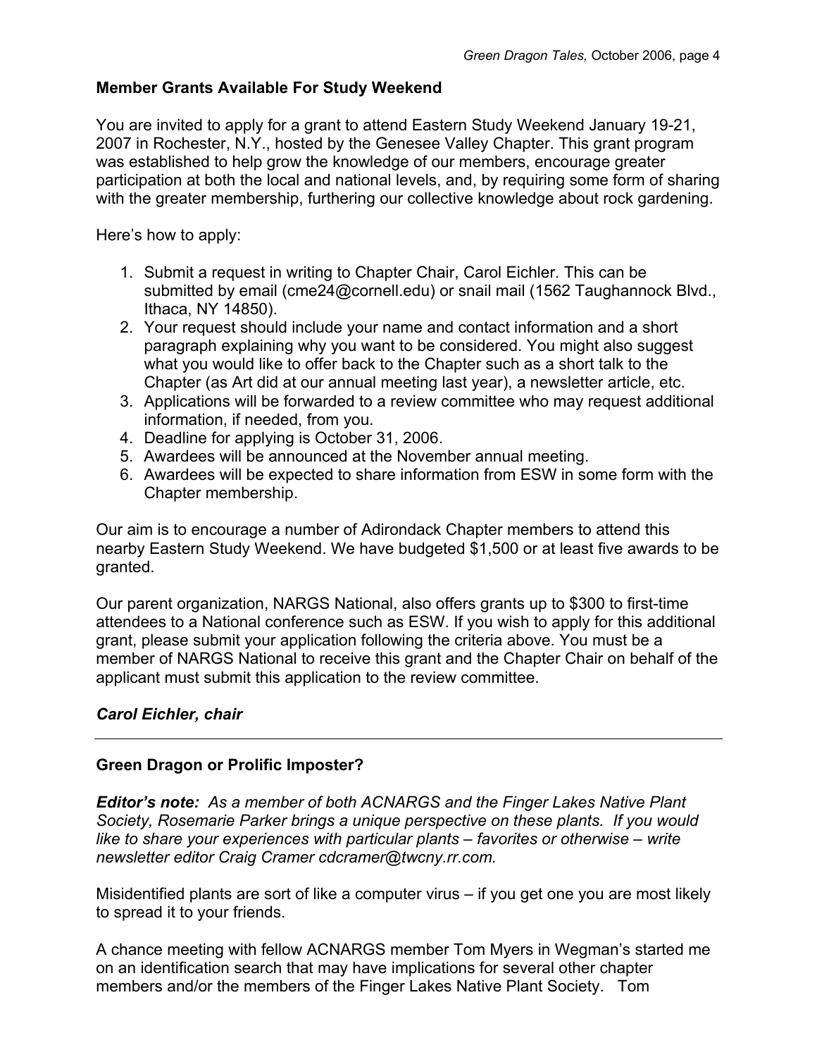### Member Grants Available For Study Weekend

You are invited to apply for a grant to attend Eastern Study Weekend January 19-21, 2007 in Rochester, N.Y., hosted by the Genesee Valley Chapter. This grant program was established to help grow the knowledge of our members, encourage greater participation at both the local and national levels, and, by requiring some form of sharing with the greater membership, furthering our collective knowledge about rock gardening.

Here's how to apply:

1. Submit a request in writing to Chapter Chair, Carol Eichler. This can be submitted by email (cme24@cornell.edu) or snail mail (1562 Taughannock Blvd., Ithaca, NY 14850).
2. Your request should include your name and contact information and a short paragraph explaining why you want to be considered. You might also suggest what you would like to offer back to the Chapter such as a short talk to the Chapter (as Art did at our annual meeting last year), a newsletter article, etc.
3. Applications will be forwarded to a review committee who may request additional information, if needed, from you.
4. Deadline for applying is October 31, 2006.
5. Awardees will be announced at the November annual meeting.
6. Awardees will be expected to share information from ESW in some form with the Chapter membership.

Our aim is to encourage a number of Adirondack Chapter members to attend this nearby Eastern Study Weekend. We have budgeted $1,500 or at least five awards to be granted.

Our parent organization, NARGS National, also offers grants up to $300 to first-time attendees to a National conference such as ESW. If you wish to apply for this additional grant, please submit your application following the criteria above. You must be a member of NARGS National to receive this grant and the Chapter Chair on behalf of the applicant must submit this application to the review committee.

***Carol Eichler, chair***

---

### Green Dragon or Prolific Imposter?

***Editor's note:*** *As a member of both ACNARGS and the Finger Lakes Native Plant Society, Rosemarie Parker brings a unique perspective on these plants. If you would like to share your experiences with particular plants – favorites or otherwise – write newsletter editor Craig Cramer cdcramer@twcny.rr.com.*

Misidentified plants are sort of like a computer virus – if you get one you are most likely to spread it to your friends.

A chance meeting with fellow ACNARGS member Tom Myers in Wegman's started me on an identification search that may have implications for several other chapter members and/or the members of the Finger Lakes Native Plant Society. Tom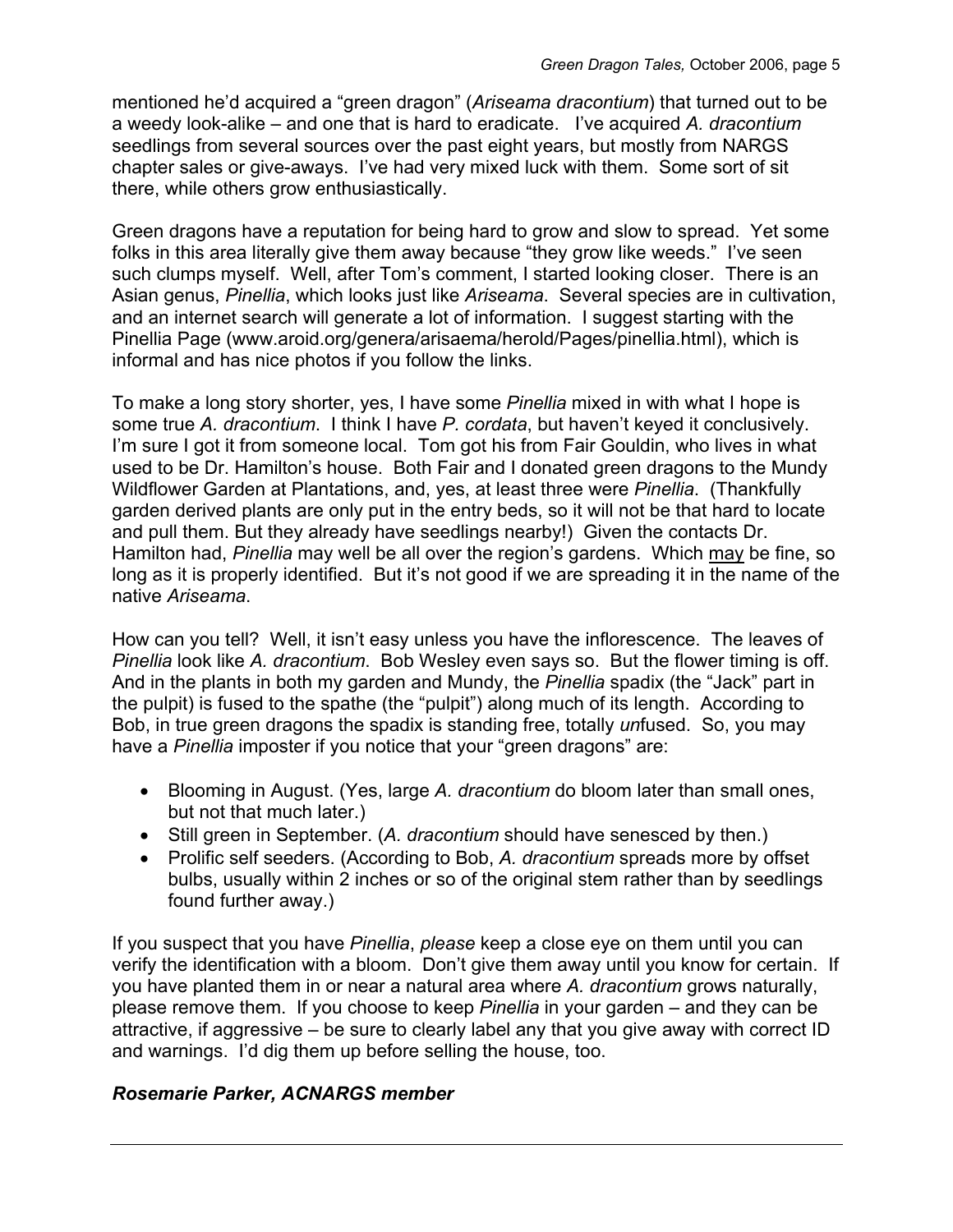mentioned he'd acquired a "green dragon" (*Ariseama dracontium*) that turned out to be a weedy look-alike – and one that is hard to eradicate. I've acquired *A. dracontium* seedlings from several sources over the past eight years, but mostly from NARGS chapter sales or give-aways. I've had very mixed luck with them. Some sort of sit there, while others grow enthusiastically.

Green dragons have a reputation for being hard to grow and slow to spread. Yet some folks in this area literally give them away because "they grow like weeds." I've seen such clumps myself. Well, after Tom's comment, I started looking closer. There is an Asian genus, *Pinellia*, which looks just like *Ariseama*. Several species are in cultivation, and an internet search will generate a lot of information. I suggest starting with the Pinellia Page (www.aroid.org/genera/arisaema/herold/Pages/pinellia.html), which is informal and has nice photos if you follow the links.

To make a long story shorter, yes, I have some *Pinellia* mixed in with what I hope is some true *A. dracontium*. I think I have *P. cordata*, but haven't keyed it conclusively. I'm sure I got it from someone local. Tom got his from Fair Gouldin, who lives in what used to be Dr. Hamilton's house. Both Fair and I donated green dragons to the Mundy Wildflower Garden at Plantations, and, yes, at least three were *Pinellia*. (Thankfully garden derived plants are only put in the entry beds, so it will not be that hard to locate and pull them. But they already have seedlings nearby!) Given the contacts Dr. Hamilton had, *Pinellia* may well be all over the region's gardens. Which <u>may</u> be fine, so long as it is properly identified. But it's not good if we are spreading it in the name of the native *Ariseama*.

How can you tell? Well, it isn't easy unless you have the inflorescence. The leaves of *Pinellia* look like *A. dracontium*. Bob Wesley even says so. But the flower timing is off. And in the plants in both my garden and Mundy, the *Pinellia* spadix (the "Jack" part in the pulpit) is fused to the spathe (the "pulpit") along much of its length. According to Bob, in true green dragons the spadix is standing free, totally *un*fused. So, you may have a *Pinellia* imposter if you notice that your "green dragons" are:

- Blooming in August. (Yes, large *A. dracontium* do bloom later than small ones, but not that much later.)
- Still green in September. (*A. dracontium* should have senesced by then.)
- Prolific self seeders. (According to Bob, *A. dracontium* spreads more by offset bulbs, usually within 2 inches or so of the original stem rather than by seedlings found further away.)

If you suspect that you have *Pinellia*, *please* keep a close eye on them until you can verify the identification with a bloom. Don't give them away until you know for certain. If you have planted them in or near a natural area where *A. dracontium* grows naturally, please remove them. If you choose to keep *Pinellia* in your garden – and they can be attractive, if aggressive – be sure to clearly label any that you give away with correct ID and warnings. I'd dig them up before selling the house, too.

***Rosemarie Parker, ACNARGS member***

---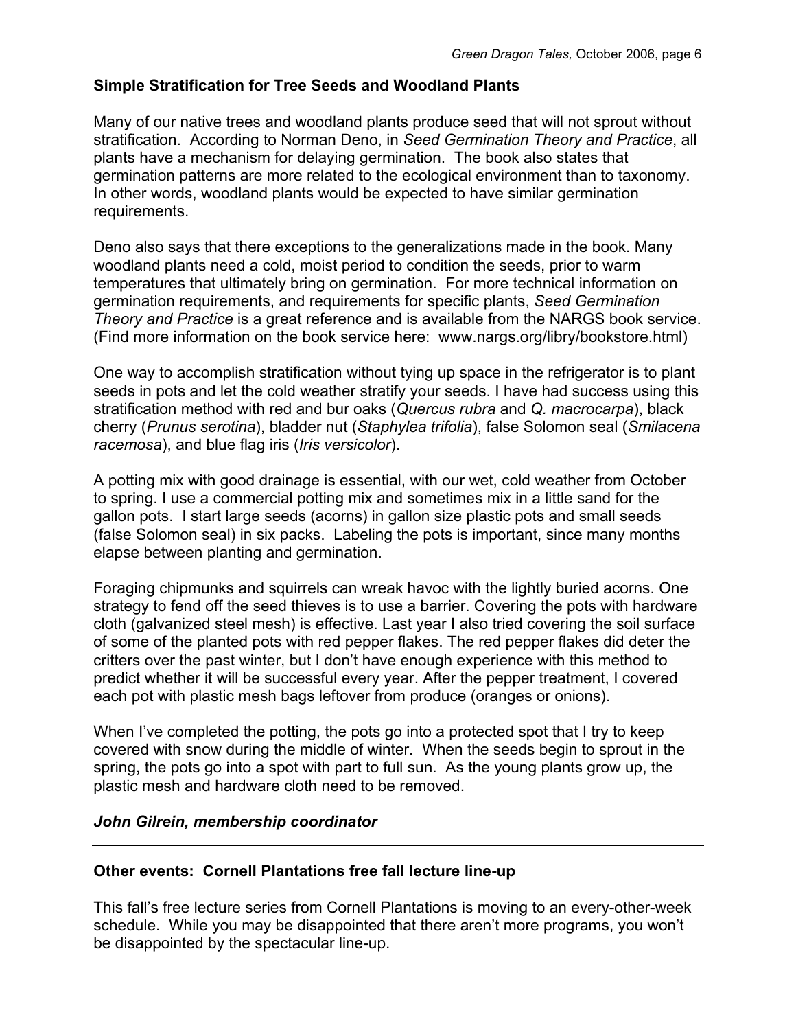### Simple Stratification for Tree Seeds and Woodland Plants

Many of our native trees and woodland plants produce seed that will not sprout without stratification. According to Norman Deno, in *Seed Germination Theory and Practice*, all plants have a mechanism for delaying germination. The book also states that germination patterns are more related to the ecological environment than to taxonomy. In other words, woodland plants would be expected to have similar germination requirements.

Deno also says that there exceptions to the generalizations made in the book. Many woodland plants need a cold, moist period to condition the seeds, prior to warm temperatures that ultimately bring on germination. For more technical information on germination requirements, and requirements for specific plants, *Seed Germination Theory and Practice* is a great reference and is available from the NARGS book service. (Find more information on the book service here: www.nargs.org/libry/bookstore.html)

One way to accomplish stratification without tying up space in the refrigerator is to plant seeds in pots and let the cold weather stratify your seeds. I have had success using this stratification method with red and bur oaks (*Quercus rubra* and *Q. macrocarpa*), black cherry (*Prunus serotina*), bladder nut (*Staphylea trifolia*), false Solomon seal (*Smilacena racemosa*), and blue flag iris (*Iris versicolor*).

A potting mix with good drainage is essential, with our wet, cold weather from October to spring. I use a commercial potting mix and sometimes mix in a little sand for the gallon pots. I start large seeds (acorns) in gallon size plastic pots and small seeds (false Solomon seal) in six packs. Labeling the pots is important, since many months elapse between planting and germination.

Foraging chipmunks and squirrels can wreak havoc with the lightly buried acorns. One strategy to fend off the seed thieves is to use a barrier. Covering the pots with hardware cloth (galvanized steel mesh) is effective. Last year I also tried covering the soil surface of some of the planted pots with red pepper flakes. The red pepper flakes did deter the critters over the past winter, but I don't have enough experience with this method to predict whether it will be successful every year. After the pepper treatment, I covered each pot with plastic mesh bags leftover from produce (oranges or onions).

When I've completed the potting, the pots go into a protected spot that I try to keep covered with snow during the middle of winter. When the seeds begin to sprout in the spring, the pots go into a spot with part to full sun. As the young plants grow up, the plastic mesh and hardware cloth need to be removed.

***John Gilrein, membership coordinator***

---

### Other events: Cornell Plantations free fall lecture line-up

This fall's free lecture series from Cornell Plantations is moving to an every-other-week schedule. While you may be disappointed that there aren't more programs, you won't be disappointed by the spectacular line-up.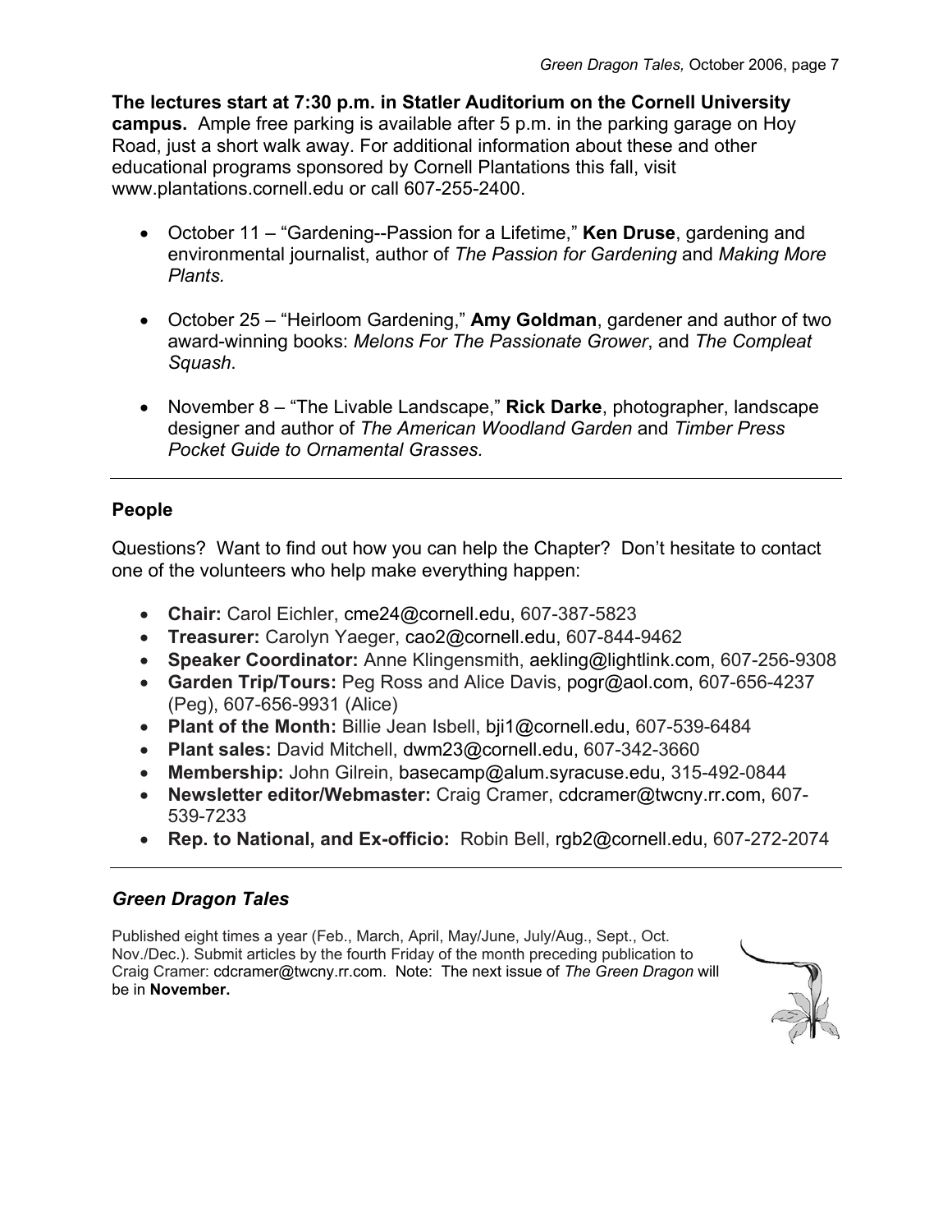**The lectures start at 7:30 p.m. in Statler Auditorium on the Cornell University campus.** Ample free parking is available after 5 p.m. in the parking garage on Hoy Road, just a short walk away. For additional information about these and other educational programs sponsored by Cornell Plantations this fall, visit www.plantations.cornell.edu or call 607-255-2400.

- October 11 – "Gardening--Passion for a Lifetime," **Ken Druse**, gardening and environmental journalist, author of *The Passion for Gardening* and *Making More Plants.*
- October 25 – "Heirloom Gardening," **Amy Goldman**, gardener and author of two award-winning books: *Melons For The Passionate Grower*, and *The Compleat Squash*.
- November 8 – "The Livable Landscape," **Rick Darke**, photographer, landscape designer and author of *The American Woodland Garden* and *Timber Press Pocket Guide to Ornamental Grasses.*

---

## People

Questions? Want to find out how you can help the Chapter? Don't hesitate to contact one of the volunteers who help make everything happen:

- **Chair:** Carol Eichler, cme24@cornell.edu, 607-387-5823
- **Treasurer:** Carolyn Yaeger, cao2@cornell.edu, 607-844-9462
- **Speaker Coordinator:** Anne Klingensmith, aekling@lightlink.com, 607-256-9308
- **Garden Trip/Tours:** Peg Ross and Alice Davis, pogr@aol.com, 607-656-4237 (Peg), 607-656-9931 (Alice)
- **Plant of the Month:** Billie Jean Isbell, bji1@cornell.edu, 607-539-6484
- **Plant sales:** David Mitchell, dwm23@cornell.edu, 607-342-3660
- **Membership:** John Gilrein, basecamp@alum.syracuse.edu, 315-492-0844
- **Newsletter editor/Webmaster:** Craig Cramer, cdcramer@twcny.rr.com, 607-539-7233
- **Rep. to National, and Ex-officio:** Robin Bell, rgb2@cornell.edu, 607-272-2074

---

## *Green Dragon Tales*

Published eight times a year (Feb., March, April, May/June, July/Aug., Sept., Oct. Nov./Dec.). Submit articles by the fourth Friday of the month preceding publication to Craig Cramer: cdcramer@twcny.rr.com. Note: The next issue of *The Green Dragon* will be in **November.**